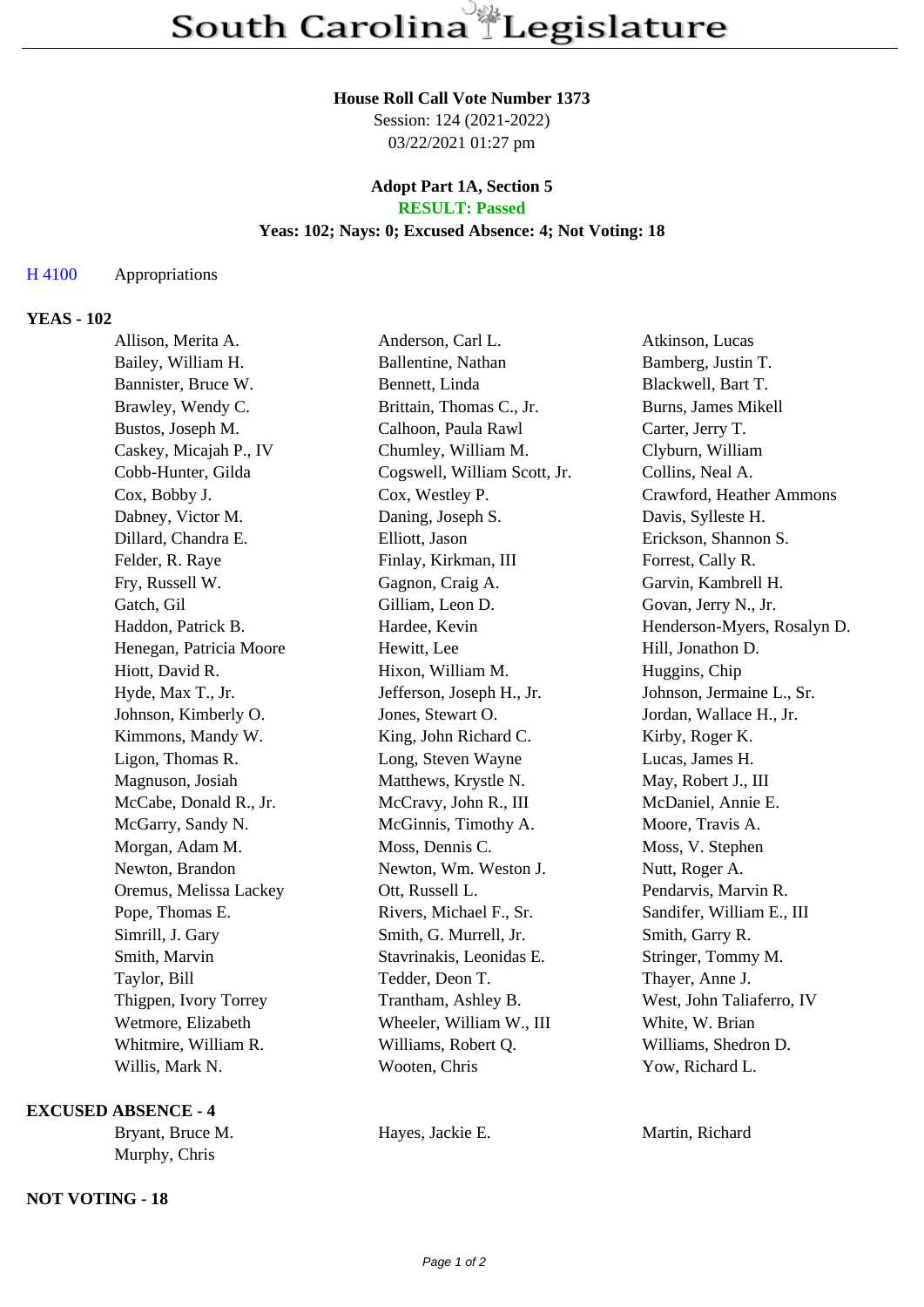# South Carolina Legislature

**House Roll Call Vote Number 1373**

Session: 124 (2021-2022)

03/22/2021 01:27 pm

**Adopt Part 1A, Section 5**

**RESULT: Passed**

**Yeas: 102; Nays: 0; Excused Absence: 4; Not Voting: 18**

H 4100 Appropriations

## YEAS - 102

| | | |
|---|---|---|
| Allison, Merita A. | Anderson, Carl L. | Atkinson, Lucas |
| Bailey, William H. | Ballentine, Nathan | Bamberg, Justin T. |
| Bannister, Bruce W. | Bennett, Linda | Blackwell, Bart T. |
| Brawley, Wendy C. | Brittain, Thomas C., Jr. | Burns, James Mikell |
| Bustos, Joseph M. | Calhoon, Paula Rawl | Carter, Jerry T. |
| Caskey, Micajah P., IV | Chumley, William M. | Clyburn, William |
| Cobb-Hunter, Gilda | Cogswell, William Scott, Jr. | Collins, Neal A. |
| Cox, Bobby J. | Cox, Westley P. | Crawford, Heather Ammons |
| Dabney, Victor M. | Daning, Joseph S. | Davis, Sylleste H. |
| Dillard, Chandra E. | Elliott, Jason | Erickson, Shannon S. |
| Felder, R. Raye | Finlay, Kirkman, III | Forrest, Cally R. |
| Fry, Russell W. | Gagnon, Craig A. | Garvin, Kambrell H. |
| Gatch, Gil | Gilliam, Leon D. | Govan, Jerry N., Jr. |
| Haddon, Patrick B. | Hardee, Kevin | Henderson-Myers, Rosalyn D. |
| Henegan, Patricia Moore | Hewitt, Lee | Hill, Jonathon D. |
| Hiott, David R. | Hixon, William M. | Huggins, Chip |
| Hyde, Max T., Jr. | Jefferson, Joseph H., Jr. | Johnson, Jermaine L., Sr. |
| Johnson, Kimberly O. | Jones, Stewart O. | Jordan, Wallace H., Jr. |
| Kimmons, Mandy W. | King, John Richard C. | Kirby, Roger K. |
| Ligon, Thomas R. | Long, Steven Wayne | Lucas, James H. |
| Magnuson, Josiah | Matthews, Krystle N. | May, Robert J., III |
| McCabe, Donald R., Jr. | McCravy, John R., III | McDaniel, Annie E. |
| McGarry, Sandy N. | McGinnis, Timothy A. | Moore, Travis A. |
| Morgan, Adam M. | Moss, Dennis C. | Moss, V. Stephen |
| Newton, Brandon | Newton, Wm. Weston J. | Nutt, Roger A. |
| Oremus, Melissa Lackey | Ott, Russell L. | Pendarvis, Marvin R. |
| Pope, Thomas E. | Rivers, Michael F., Sr. | Sandifer, William E., III |
| Simrill, J. Gary | Smith, G. Murrell, Jr. | Smith, Garry R. |
| Smith, Marvin | Stavrinakis, Leonidas E. | Stringer, Tommy M. |
| Taylor, Bill | Tedder, Deon T. | Thayer, Anne J. |
| Thigpen, Ivory Torrey | Trantham, Ashley B. | West, John Taliaferro, IV |
| Wetmore, Elizabeth | Wheeler, William W., III | White, W. Brian |
| Whitmire, William R. | Williams, Robert Q. | Williams, Shedron D. |
| Willis, Mark N. | Wooten, Chris | Yow, Richard L. |

## EXCUSED ABSENCE - 4

| | | |
|---|---|---|
| Bryant, Bruce M. | Hayes, Jackie E. | Martin, Richard |
| Murphy, Chris | | |

## NOT VOTING - 18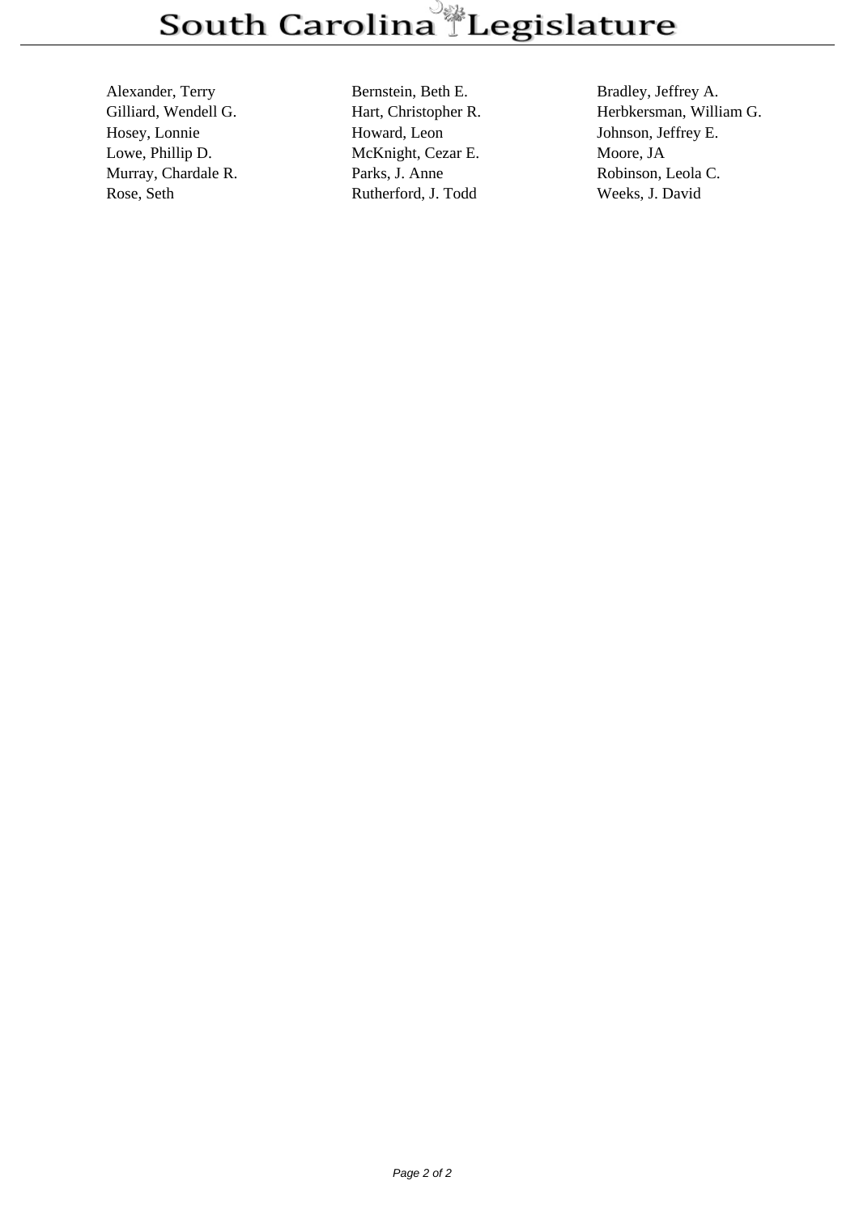Alexander, Terry
Bernstein, Beth E.
Bradley, Jeffrey A.
Gilliard, Wendell G.
Hart, Christopher R.
Herbkersman, William G.
Hosey, Lonnie
Howard, Leon
Johnson, Jeffrey E.
Lowe, Phillip D.
McKnight, Cezar E.
Moore, JA
Murray, Chardale R.
Parks, J. Anne
Robinson, Leola C.
Rose, Seth
Rutherford, J. Todd
Weeks, J. David